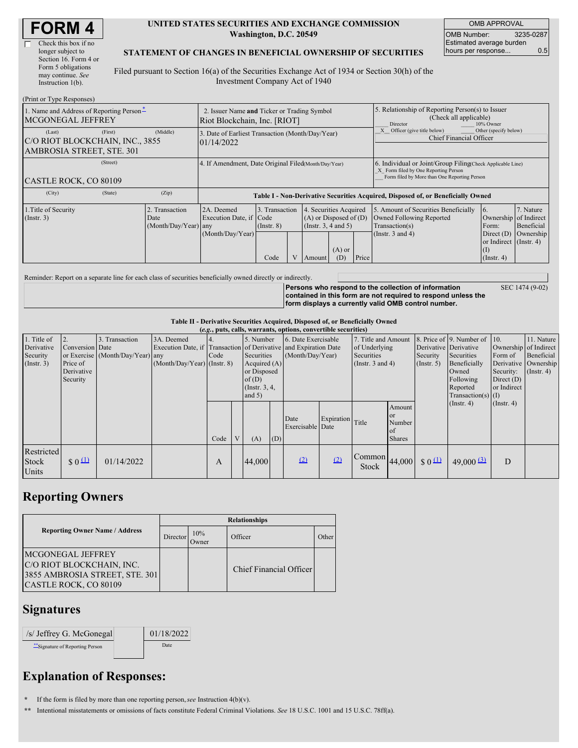# FORM 4

☐ Check this box if no longer subject to Section 16. Form 4 or Form 5 obligations may continue. *See* Instruction 1(b).

**UNITED STATES SECURITIES AND EXCHANGE COMMISSION**
**Washington, D.C. 20549**

**STATEMENT OF CHANGES IN BENEFICIAL OWNERSHIP OF SECURITIES**

Filed pursuant to Section 16(a) of the Securities Exchange Act of 1934 or Section 30(h) of the Investment Company Act of 1940

| OMB APPROVAL | |
|---|---|
| OMB Number: | 3235-0287 |
| Estimated average burden hours per response... | 0.5 |

(Print or Type Responses)

| 1. Name and Address of Reporting Person* | 2. Issuer Name and Ticker or Trading Symbol | 5. Relationship of Reporting Person(s) to Issuer (Check all applicable) |
|---|---|---|
| MCGONEGAL JEFFREY | Riot Blockchain, Inc. [RIOT] | ___ Director ___ 10% Owner |
| (Last) (First) (Middle) | 3. Date of Earliest Transaction (Month/Day/Year) | _X_ Officer (give title below) ___ Other (specify below) |
| C/O RIOT BLOCKCHAIN, INC., 3855 AMBROSIA STREET, STE. 301 | 01/14/2022 | Chief Financial Officer |
| (Street) | 4. If Amendment, Date Original Filed(Month/Day/Year) | 6. Individual or Joint/Group Filing(Check Applicable Line) |
| CASTLE ROCK, CO 80109 | | _X_ Form filed by One Reporting Person ___ Form filed by More than One Reporting Person |
| (City) (State) (Zip) | | |

**Table I - Non-Derivative Securities Acquired, Disposed of, or Beneficially Owned**

| 1.Title of Security (Instr. 3) | 2. Transaction Date (Month/Day/Year) | 2A. Deemed Execution Date, if any (Month/Day/Year) | 3. Transaction Code (Instr. 8) | | 4. Securities Acquired (A) or Disposed of (D) (Instr. 3, 4 and 5) | | | 5. Amount of Securities Beneficially Owned Following Reported Transaction(s) (Instr. 3 and 4) | 6. Ownership Form: Direct (D) or Indirect (I) (Instr. 4) | 7. Nature of Indirect Beneficial Ownership (Instr. 4) |
|---|---|---|---|---|---|---|---|---|---|---|
| | | | Code | V | Amount | (A) or (D) | Price | | | |

Reminder: Report on a separate line for each class of securities beneficially owned directly or indirectly.

**Persons who respond to the collection of information contained in this form are not required to respond unless the form displays a currently valid OMB control number.**

SEC 1474 (9-02)

**Table II - Derivative Securities Acquired, Disposed of, or Beneficially Owned**
**(*e.g.*, puts, calls, warrants, options, convertible securities)**

| 1. Title of Derivative Security (Instr. 3) | 2. Conversion or Exercise Price of Derivative Security | 3. Transaction Date (Month/Day/Year) | 3A. Deemed Execution Date, if any (Month/Day/Year) | 4. Transaction Code (Instr. 8) | | 5. Number of Derivative Securities Acquired (A) or Disposed of (D) (Instr. 3, 4, and 5) | | 6. Date Exercisable and Expiration Date (Month/Day/Year) | | 7. Title and Amount of Underlying Securities (Instr. 3 and 4) | | 8. Price of Derivative Security (Instr. 5) | 9. Number of Derivative Securities Beneficially Owned Following Reported Transaction(s) (Instr. 4) | 10. Ownership Form of Derivative Security: Direct (D) or Indirect (I) (Instr. 4) | 11. Nature of Indirect Beneficial Ownership (Instr. 4) |
|---|---|---|---|---|---|---|---|---|---|---|---|---|---|---|---|
| | | | | Code | V | (A) | (D) | Date Exercisable | Expiration Date | Title | Amount or Number of Shares | | | | |
| Restricted Stock Units | $ 0 (1) | 01/14/2022 | | A | | 44,000 | | (2) | (2) | Common Stock | 44,000 | $ 0 (1) | 49,000 (3) | D | |

## Reporting Owners

| Reporting Owner Name / Address | Relationships | | | |
|---|---|---|---|---|
| | Director | 10% Owner | Officer | Other |
| MCGONEGAL JEFFREY<br>C/O RIOT BLOCKCHAIN, INC.<br>3855 AMBROSIA STREET, STE. 301<br>CASTLE ROCK, CO 80109 | | | Chief Financial Officer | |

## Signatures

| /s/ Jeffrey G. McGonegal | 01/18/2022 |
|---|---|
| **Signature of Reporting Person | Date |

## Explanation of Responses:

\* If the form is filed by more than one reporting person, *see* Instruction 4(b)(v).

\*\* Intentional misstatements or omissions of facts constitute Federal Criminal Violations. *See* 18 U.S.C. 1001 and 15 U.S.C. 78ff(a).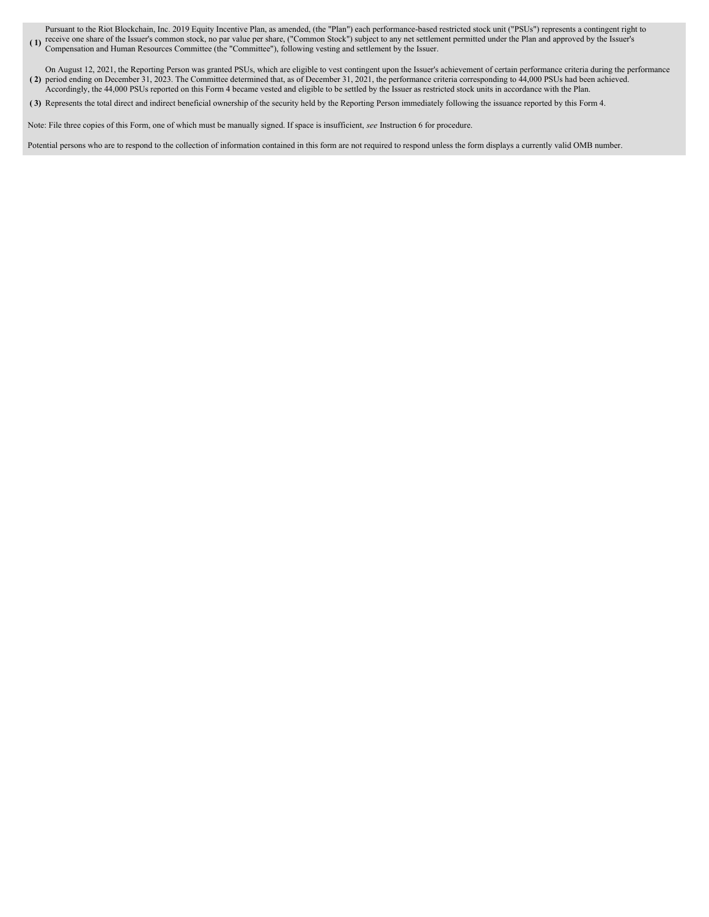| | |
|---|---|
| **( 1)** | Pursuant to the Riot Blockchain, Inc. 2019 Equity Incentive Plan, as amended, (the "Plan") each performance-based restricted stock unit ("PSUs") represents a contingent right to receive one share of the Issuer's common stock, no par value per share, ("Common Stock") subject to any net settlement permitted under the Plan and approved by the Issuer's Compensation and Human Resources Committee (the "Committee"), following vesting and settlement by the Issuer. |
| **( 2)** | On August 12, 2021, the Reporting Person was granted PSUs, which are eligible to vest contingent upon the Issuer's achievement of certain performance criteria during the performance period ending on December 31, 2023. The Committee determined that, as of December 31, 2021, the performance criteria corresponding to 44,000 PSUs had been achieved. Accordingly, the 44,000 PSUs reported on this Form 4 became vested and eligible to be settled by the Issuer as restricted stock units in accordance with the Plan. |
| **( 3)** | Represents the total direct and indirect beneficial ownership of the security held by the Reporting Person immediately following the issuance reported by this Form 4. |

Note: File three copies of this Form, one of which must be manually signed. If space is insufficient, *see* Instruction 6 for procedure.

Potential persons who are to respond to the collection of information contained in this form are not required to respond unless the form displays a currently valid OMB number.